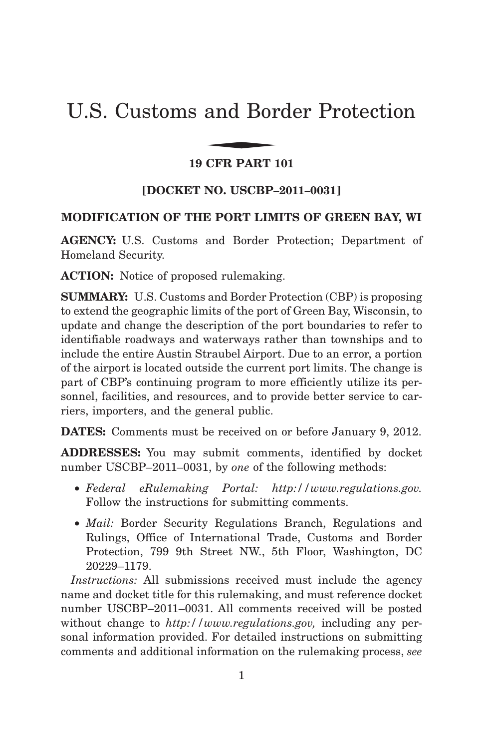# U.S. Customs and Border Protection

## 19 CFR PART 101

## [DOCKET NO. USCBP–2011–0031]

### MODIFICATION OF THE PORT LIMITS OF GREEN BAY, WI

**AGENCY:** U.S. Customs and Border Protection; Department of Homeland Security.

**ACTION:** Notice of proposed rulemaking.

**SUMMARY:** U.S. Customs and Border Protection (CBP) is proposing to extend the geographic limits of the port of Green Bay, Wisconsin, to update and change the description of the port boundaries to refer to identifiable roadways and waterways rather than townships and to include the entire Austin Straubel Airport. Due to an error, a portion of the airport is located outside the current port limits. The change is part of CBP's continuing program to more efficiently utilize its personnel, facilities, and resources, and to provide better service to carriers, importers, and the general public.

**DATES:** Comments must be received on or before January 9, 2012.

**ADDRESSES:** You may submit comments, identified by docket number USCBP–2011–0031, by *one* of the following methods:

- *Federal eRulemaking Portal: http://www.regulations.gov.* Follow the instructions for submitting comments.
- *Mail:* Border Security Regulations Branch, Regulations and Rulings, Office of International Trade, Customs and Border Protection, 799 9th Street NW., 5th Floor, Washington, DC 20229–1179.

*Instructions:* All submissions received must include the agency name and docket title for this rulemaking, and must reference docket number USCBP–2011–0031. All comments received will be posted without change to *http://www.regulations.gov,* including any personal information provided. For detailed instructions on submitting comments and additional information on the rulemaking process, *see*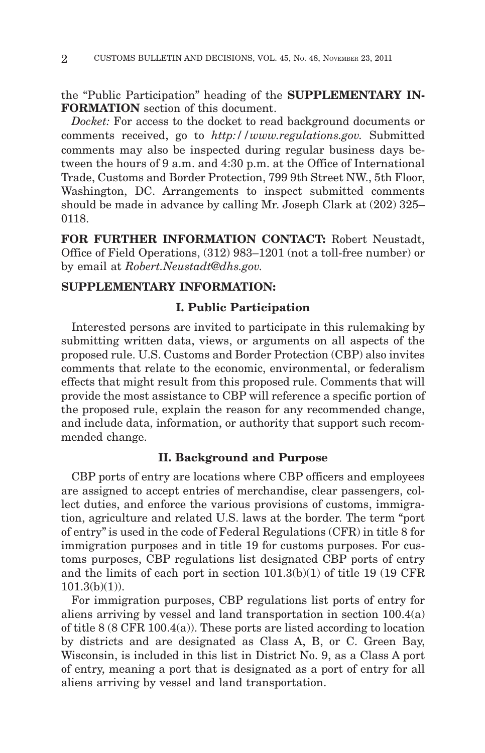the "Public Participation" heading of the **SUPPLEMENTARY INFORMATION** section of this document.

*Docket:* For access to the docket to read background documents or comments received, go to *http://www.regulations.gov.* Submitted comments may also be inspected during regular business days between the hours of 9 a.m. and 4:30 p.m. at the Office of International Trade, Customs and Border Protection, 799 9th Street NW., 5th Floor, Washington, DC. Arrangements to inspect submitted comments should be made in advance by calling Mr. Joseph Clark at (202) 325–0118.

**FOR FURTHER INFORMATION CONTACT:** Robert Neustadt, Office of Field Operations, (312) 983–1201 (not a toll-free number) or by email at *Robert.Neustadt@dhs.gov.*

**SUPPLEMENTARY INFORMATION:**

### I. Public Participation

Interested persons are invited to participate in this rulemaking by submitting written data, views, or arguments on all aspects of the proposed rule. U.S. Customs and Border Protection (CBP) also invites comments that relate to the economic, environmental, or federalism effects that might result from this proposed rule. Comments that will provide the most assistance to CBP will reference a specific portion of the proposed rule, explain the reason for any recommended change, and include data, information, or authority that support such recommended change.

### II. Background and Purpose

CBP ports of entry are locations where CBP officers and employees are assigned to accept entries of merchandise, clear passengers, collect duties, and enforce the various provisions of customs, immigration, agriculture and related U.S. laws at the border. The term "port of entry" is used in the code of Federal Regulations (CFR) in title 8 for immigration purposes and in title 19 for customs purposes. For customs purposes, CBP regulations list designated CBP ports of entry and the limits of each port in section 101.3(b)(1) of title 19 (19 CFR 101.3(b)(1)).

For immigration purposes, CBP regulations list ports of entry for aliens arriving by vessel and land transportation in section 100.4(a) of title 8 (8 CFR 100.4(a)). These ports are listed according to location by districts and are designated as Class A, B, or C. Green Bay, Wisconsin, is included in this list in District No. 9, as a Class A port of entry, meaning a port that is designated as a port of entry for all aliens arriving by vessel and land transportation.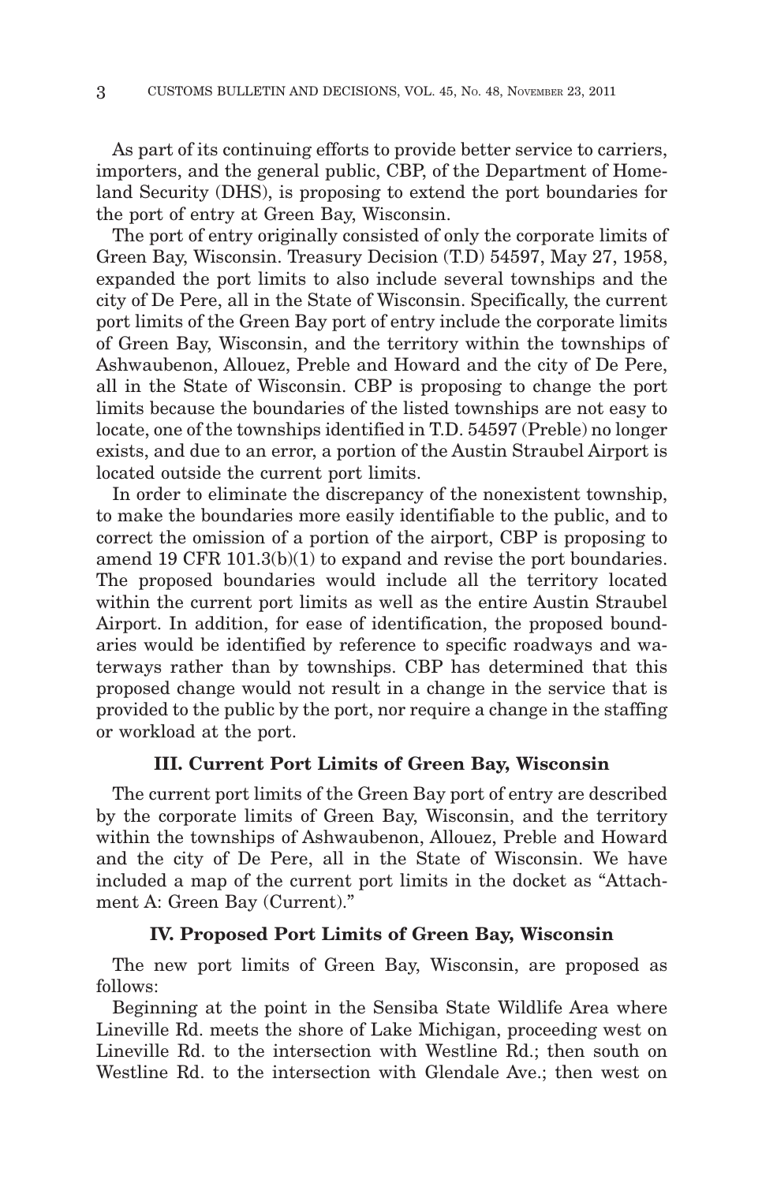As part of its continuing efforts to provide better service to carriers, importers, and the general public, CBP, of the Department of Homeland Security (DHS), is proposing to extend the port boundaries for the port of entry at Green Bay, Wisconsin.

The port of entry originally consisted of only the corporate limits of Green Bay, Wisconsin. Treasury Decision (T.D) 54597, May 27, 1958, expanded the port limits to also include several townships and the city of De Pere, all in the State of Wisconsin. Specifically, the current port limits of the Green Bay port of entry include the corporate limits of Green Bay, Wisconsin, and the territory within the townships of Ashwaubenon, Allouez, Preble and Howard and the city of De Pere, all in the State of Wisconsin. CBP is proposing to change the port limits because the boundaries of the listed townships are not easy to locate, one of the townships identified in T.D. 54597 (Preble) no longer exists, and due to an error, a portion of the Austin Straubel Airport is located outside the current port limits.

In order to eliminate the discrepancy of the nonexistent township, to make the boundaries more easily identifiable to the public, and to correct the omission of a portion of the airport, CBP is proposing to amend 19 CFR 101.3(b)(1) to expand and revise the port boundaries. The proposed boundaries would include all the territory located within the current port limits as well as the entire Austin Straubel Airport. In addition, for ease of identification, the proposed boundaries would be identified by reference to specific roadways and waterways rather than by townships. CBP has determined that this proposed change would not result in a change in the service that is provided to the public by the port, nor require a change in the staffing or workload at the port.

### III. Current Port Limits of Green Bay, Wisconsin

The current port limits of the Green Bay port of entry are described by the corporate limits of Green Bay, Wisconsin, and the territory within the townships of Ashwaubenon, Allouez, Preble and Howard and the city of De Pere, all in the State of Wisconsin. We have included a map of the current port limits in the docket as "Attachment A: Green Bay (Current)."

### IV. Proposed Port Limits of Green Bay, Wisconsin

The new port limits of Green Bay, Wisconsin, are proposed as follows:

Beginning at the point in the Sensiba State Wildlife Area where Lineville Rd. meets the shore of Lake Michigan, proceeding west on Lineville Rd. to the intersection with Westline Rd.; then south on Westline Rd. to the intersection with Glendale Ave.; then west on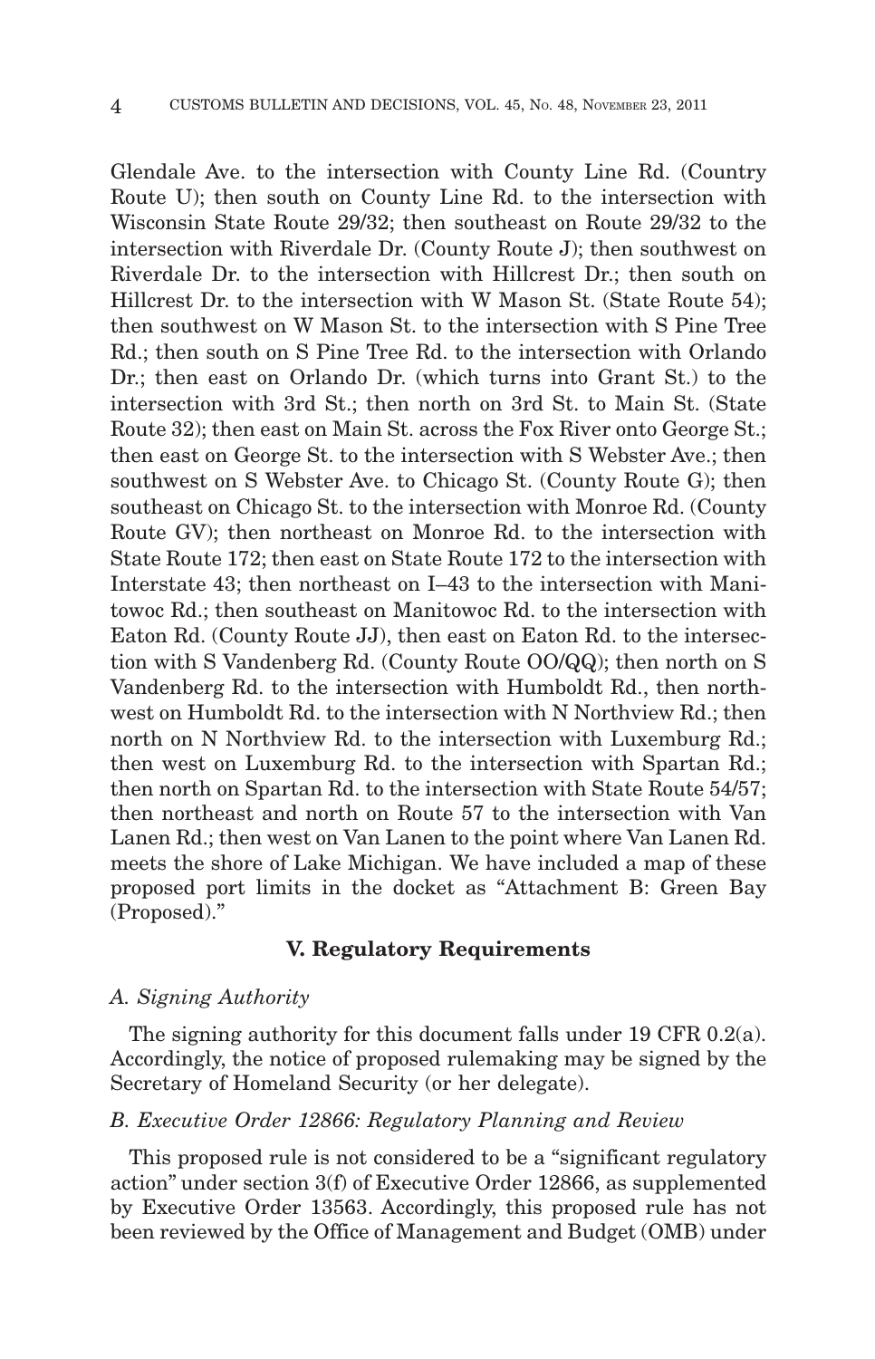Glendale Ave. to the intersection with County Line Rd. (Country Route U); then south on County Line Rd. to the intersection with Wisconsin State Route 29/32; then southeast on Route 29/32 to the intersection with Riverdale Dr. (County Route J); then southwest on Riverdale Dr. to the intersection with Hillcrest Dr.; then south on Hillcrest Dr. to the intersection with W Mason St. (State Route 54); then southwest on W Mason St. to the intersection with S Pine Tree Rd.; then south on S Pine Tree Rd. to the intersection with Orlando Dr.; then east on Orlando Dr. (which turns into Grant St.) to the intersection with 3rd St.; then north on 3rd St. to Main St. (State Route 32); then east on Main St. across the Fox River onto George St.; then east on George St. to the intersection with S Webster Ave.; then southwest on S Webster Ave. to Chicago St. (County Route G); then southeast on Chicago St. to the intersection with Monroe Rd. (County Route GV); then northeast on Monroe Rd. to the intersection with State Route 172; then east on State Route 172 to the intersection with Interstate 43; then northeast on I–43 to the intersection with Manitowoc Rd.; then southeast on Manitowoc Rd. to the intersection with Eaton Rd. (County Route JJ), then east on Eaton Rd. to the intersection with S Vandenberg Rd. (County Route OO/QQ); then north on S Vandenberg Rd. to the intersection with Humboldt Rd., then northwest on Humboldt Rd. to the intersection with N Northview Rd.; then north on N Northview Rd. to the intersection with Luxemburg Rd.; then west on Luxemburg Rd. to the intersection with Spartan Rd.; then north on Spartan Rd. to the intersection with State Route 54/57; then northeast and north on Route 57 to the intersection with Van Lanen Rd.; then west on Van Lanen to the point where Van Lanen Rd. meets the shore of Lake Michigan. We have included a map of these proposed port limits in the docket as "Attachment B: Green Bay (Proposed)."

## V. Regulatory Requirements

### *A. Signing Authority*

The signing authority for this document falls under 19 CFR 0.2(a). Accordingly, the notice of proposed rulemaking may be signed by the Secretary of Homeland Security (or her delegate).

### *B. Executive Order 12866: Regulatory Planning and Review*

This proposed rule is not considered to be a "significant regulatory action" under section 3(f) of Executive Order 12866, as supplemented by Executive Order 13563. Accordingly, this proposed rule has not been reviewed by the Office of Management and Budget (OMB) under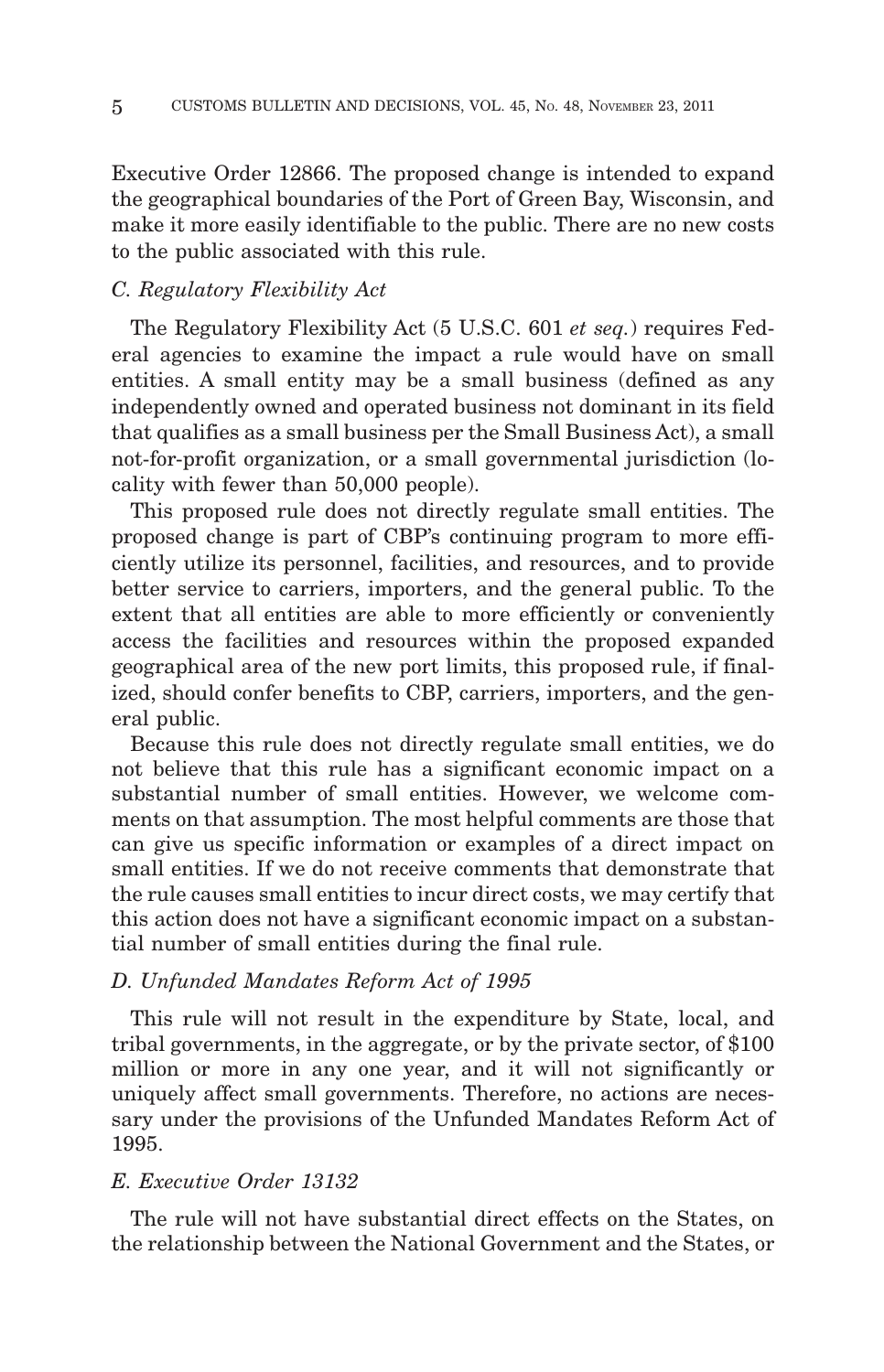Executive Order 12866. The proposed change is intended to expand the geographical boundaries of the Port of Green Bay, Wisconsin, and make it more easily identifiable to the public. There are no new costs to the public associated with this rule.

### *C. Regulatory Flexibility Act*

The Regulatory Flexibility Act (5 U.S.C. 601 *et seq.*) requires Federal agencies to examine the impact a rule would have on small entities. A small entity may be a small business (defined as any independently owned and operated business not dominant in its field that qualifies as a small business per the Small Business Act), a small not-for-profit organization, or a small governmental jurisdiction (locality with fewer than 50,000 people).

This proposed rule does not directly regulate small entities. The proposed change is part of CBP's continuing program to more efficiently utilize its personnel, facilities, and resources, and to provide better service to carriers, importers, and the general public. To the extent that all entities are able to more efficiently or conveniently access the facilities and resources within the proposed expanded geographical area of the new port limits, this proposed rule, if finalized, should confer benefits to CBP, carriers, importers, and the general public.

Because this rule does not directly regulate small entities, we do not believe that this rule has a significant economic impact on a substantial number of small entities. However, we welcome comments on that assumption. The most helpful comments are those that can give us specific information or examples of a direct impact on small entities. If we do not receive comments that demonstrate that the rule causes small entities to incur direct costs, we may certify that this action does not have a significant economic impact on a substantial number of small entities during the final rule.

### *D. Unfunded Mandates Reform Act of 1995*

This rule will not result in the expenditure by State, local, and tribal governments, in the aggregate, or by the private sector, of $100 million or more in any one year, and it will not significantly or uniquely affect small governments. Therefore, no actions are necessary under the provisions of the Unfunded Mandates Reform Act of 1995.

### *E. Executive Order 13132*

The rule will not have substantial direct effects on the States, on the relationship between the National Government and the States, or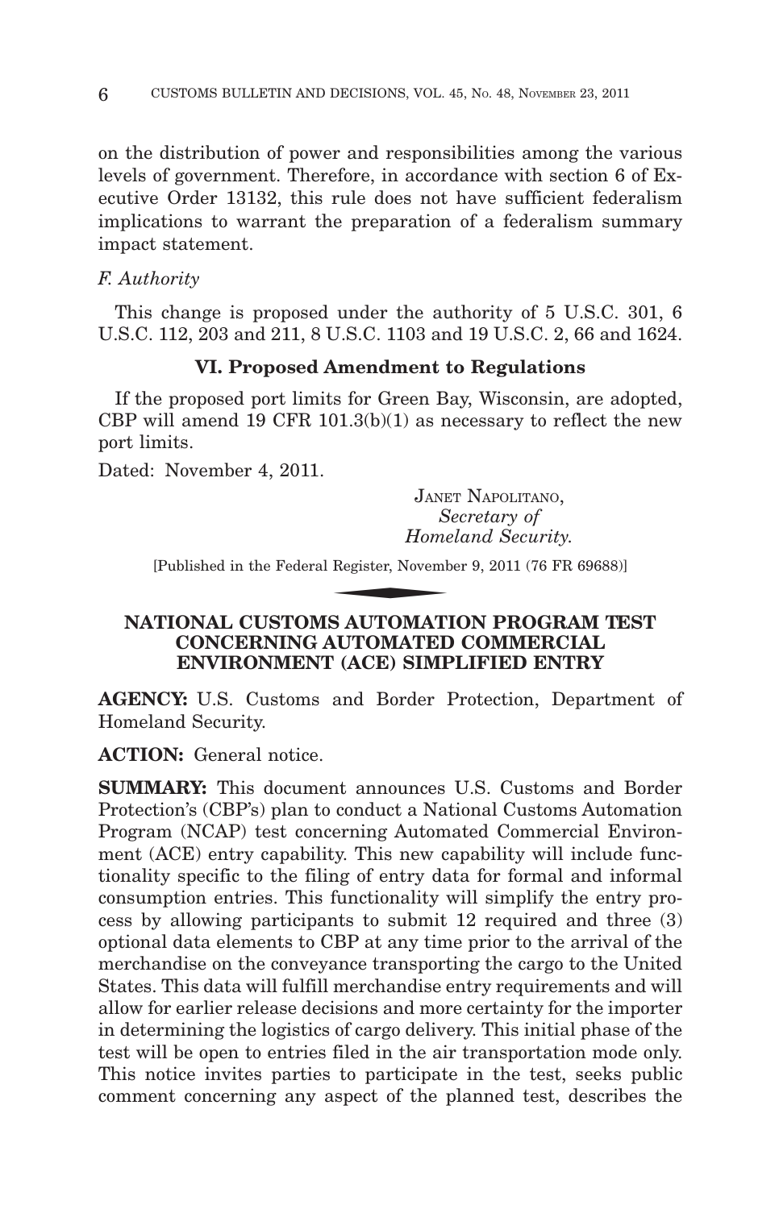on the distribution of power and responsibilities among the various levels of government. Therefore, in accordance with section 6 of Executive Order 13132, this rule does not have sufficient federalism implications to warrant the preparation of a federalism summary impact statement.

*F. Authority*

This change is proposed under the authority of 5 U.S.C. 301, 6 U.S.C. 112, 203 and 211, 8 U.S.C. 1103 and 19 U.S.C. 2, 66 and 1624.

### VI. Proposed Amendment to Regulations

If the proposed port limits for Green Bay, Wisconsin, are adopted, CBP will amend 19 CFR 101.3(b)(1) as necessary to reflect the new port limits.

Dated: November 4, 2011.

JANET NAPOLITANO,
*Secretary of*
*Homeland Security.*

[Published in the Federal Register, November 9, 2011 (76 FR 69688)]

## NATIONAL CUSTOMS AUTOMATION PROGRAM TEST CONCERNING AUTOMATED COMMERCIAL ENVIRONMENT (ACE) SIMPLIFIED ENTRY

**AGENCY:** U.S. Customs and Border Protection, Department of Homeland Security.

**ACTION:** General notice.

**SUMMARY:** This document announces U.S. Customs and Border Protection's (CBP's) plan to conduct a National Customs Automation Program (NCAP) test concerning Automated Commercial Environment (ACE) entry capability. This new capability will include functionality specific to the filing of entry data for formal and informal consumption entries. This functionality will simplify the entry process by allowing participants to submit 12 required and three (3) optional data elements to CBP at any time prior to the arrival of the merchandise on the conveyance transporting the cargo to the United States. This data will fulfill merchandise entry requirements and will allow for earlier release decisions and more certainty for the importer in determining the logistics of cargo delivery. This initial phase of the test will be open to entries filed in the air transportation mode only. This notice invites parties to participate in the test, seeks public comment concerning any aspect of the planned test, describes the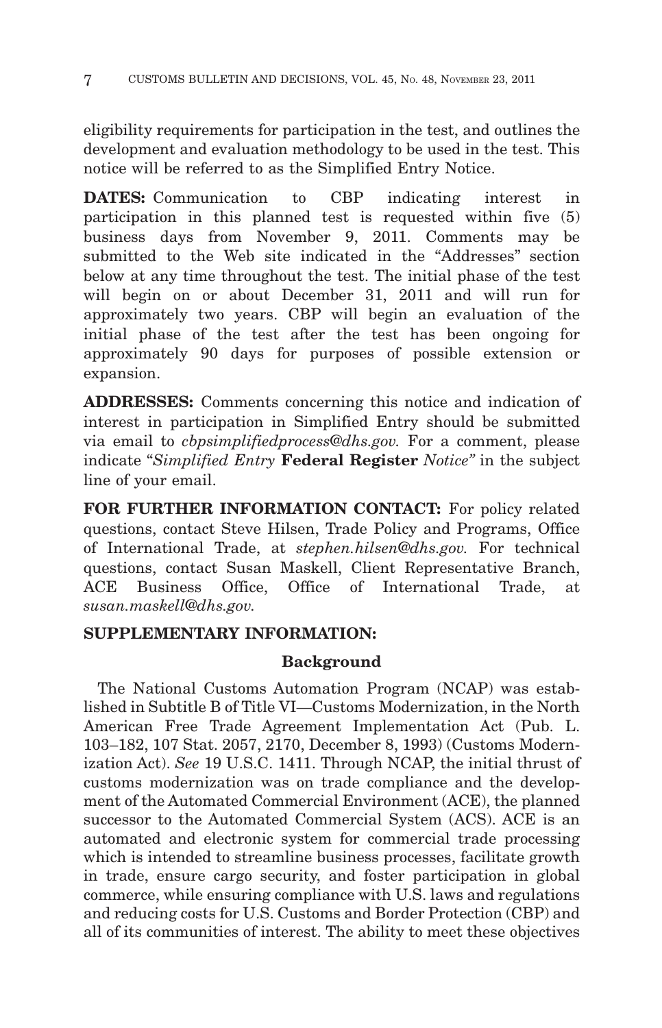eligibility requirements for participation in the test, and outlines the development and evaluation methodology to be used in the test. This notice will be referred to as the Simplified Entry Notice.

**DATES:** Communication to CBP indicating interest in participation in this planned test is requested within five (5) business days from November 9, 2011. Comments may be submitted to the Web site indicated in the "Addresses" section below at any time throughout the test. The initial phase of the test will begin on or about December 31, 2011 and will run for approximately two years. CBP will begin an evaluation of the initial phase of the test after the test has been ongoing for approximately 90 days for purposes of possible extension or expansion.

**ADDRESSES:** Comments concerning this notice and indication of interest in participation in Simplified Entry should be submitted via email to *cbpsimplifiedprocess@dhs.gov.* For a comment, please indicate "*Simplified Entry* **Federal Register** *Notice"* in the subject line of your email.

**FOR FURTHER INFORMATION CONTACT:** For policy related questions, contact Steve Hilsen, Trade Policy and Programs, Office of International Trade, at *stephen.hilsen@dhs.gov.* For technical questions, contact Susan Maskell, Client Representative Branch, ACE Business Office, Office of International Trade, at *susan.maskell@dhs.gov.*

**SUPPLEMENTARY INFORMATION:**

**Background**

The National Customs Automation Program (NCAP) was established in Subtitle B of Title VI—Customs Modernization, in the North American Free Trade Agreement Implementation Act (Pub. L. 103–182, 107 Stat. 2057, 2170, December 8, 1993) (Customs Modernization Act). *See* 19 U.S.C. 1411. Through NCAP, the initial thrust of customs modernization was on trade compliance and the development of the Automated Commercial Environment (ACE), the planned successor to the Automated Commercial System (ACS). ACE is an automated and electronic system for commercial trade processing which is intended to streamline business processes, facilitate growth in trade, ensure cargo security, and foster participation in global commerce, while ensuring compliance with U.S. laws and regulations and reducing costs for U.S. Customs and Border Protection (CBP) and all of its communities of interest. The ability to meet these objectives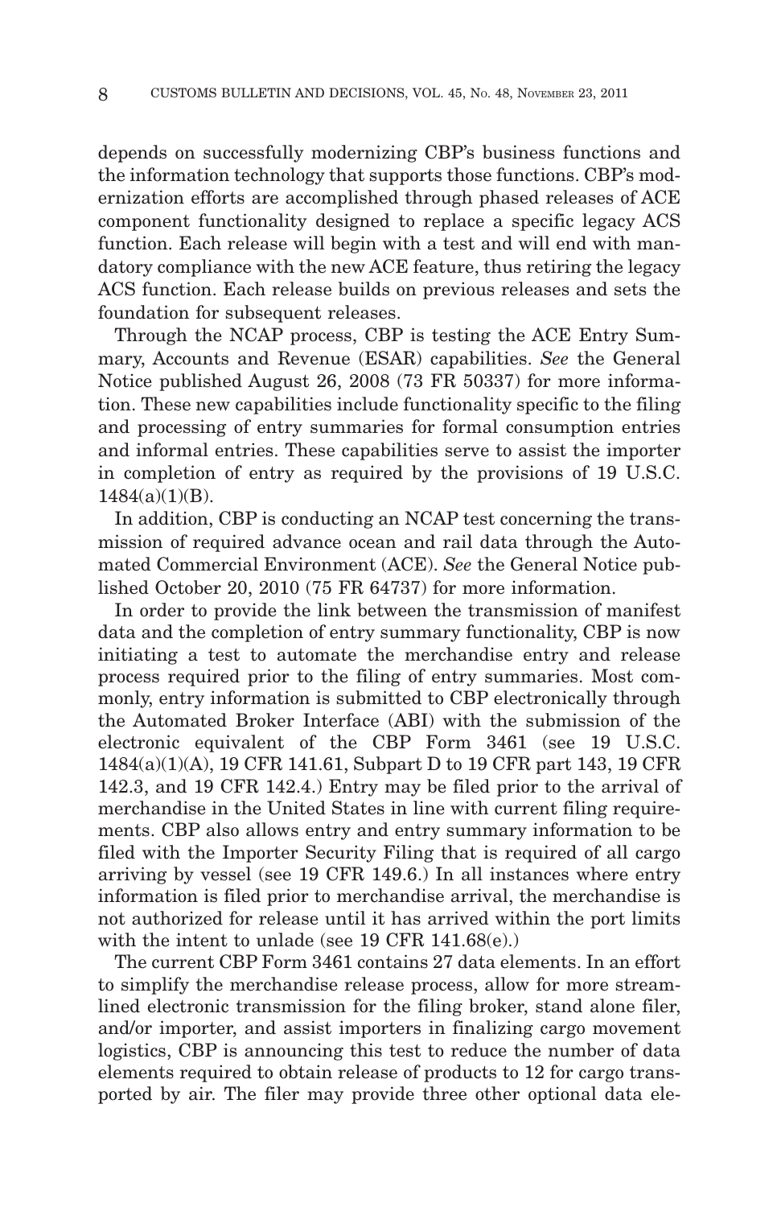depends on successfully modernizing CBP's business functions and the information technology that supports those functions. CBP's modernization efforts are accomplished through phased releases of ACE component functionality designed to replace a specific legacy ACS function. Each release will begin with a test and will end with mandatory compliance with the new ACE feature, thus retiring the legacy ACS function. Each release builds on previous releases and sets the foundation for subsequent releases.

Through the NCAP process, CBP is testing the ACE Entry Summary, Accounts and Revenue (ESAR) capabilities. *See* the General Notice published August 26, 2008 (73 FR 50337) for more information. These new capabilities include functionality specific to the filing and processing of entry summaries for formal consumption entries and informal entries. These capabilities serve to assist the importer in completion of entry as required by the provisions of 19 U.S.C. 1484(a)(1)(B).

In addition, CBP is conducting an NCAP test concerning the transmission of required advance ocean and rail data through the Automated Commercial Environment (ACE). *See* the General Notice published October 20, 2010 (75 FR 64737) for more information.

In order to provide the link between the transmission of manifest data and the completion of entry summary functionality, CBP is now initiating a test to automate the merchandise entry and release process required prior to the filing of entry summaries. Most commonly, entry information is submitted to CBP electronically through the Automated Broker Interface (ABI) with the submission of the electronic equivalent of the CBP Form 3461 (see 19 U.S.C. 1484(a)(1)(A), 19 CFR 141.61, Subpart D to 19 CFR part 143, 19 CFR 142.3, and 19 CFR 142.4.) Entry may be filed prior to the arrival of merchandise in the United States in line with current filing requirements. CBP also allows entry and entry summary information to be filed with the Importer Security Filing that is required of all cargo arriving by vessel (see 19 CFR 149.6.) In all instances where entry information is filed prior to merchandise arrival, the merchandise is not authorized for release until it has arrived within the port limits with the intent to unlade (see 19 CFR 141.68(e).)

The current CBP Form 3461 contains 27 data elements. In an effort to simplify the merchandise release process, allow for more streamlined electronic transmission for the filing broker, stand alone filer, and/or importer, and assist importers in finalizing cargo movement logistics, CBP is announcing this test to reduce the number of data elements required to obtain release of products to 12 for cargo transported by air. The filer may provide three other optional data ele-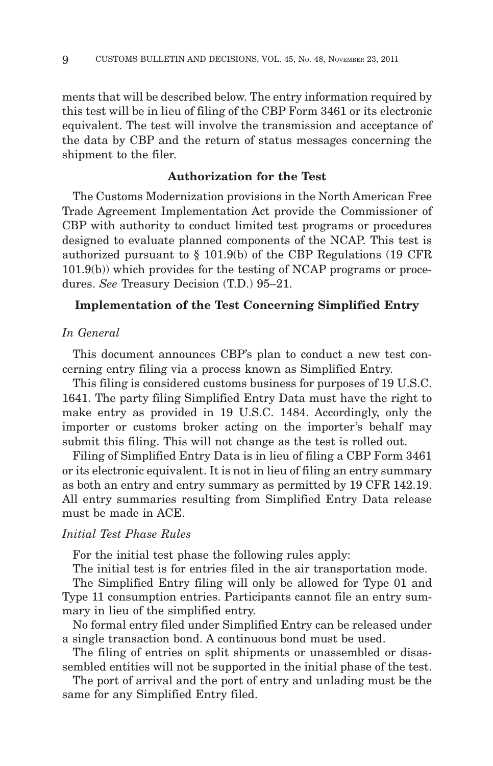ments that will be described below. The entry information required by this test will be in lieu of filing of the CBP Form 3461 or its electronic equivalent. The test will involve the transmission and acceptance of the data by CBP and the return of status messages concerning the shipment to the filer.

## Authorization for the Test

The Customs Modernization provisions in the North American Free Trade Agreement Implementation Act provide the Commissioner of CBP with authority to conduct limited test programs or procedures designed to evaluate planned components of the NCAP. This test is authorized pursuant to § 101.9(b) of the CBP Regulations (19 CFR 101.9(b)) which provides for the testing of NCAP programs or procedures. *See* Treasury Decision (T.D.) 95–21.

## Implementation of the Test Concerning Simplified Entry

### *In General*

This document announces CBP's plan to conduct a new test concerning entry filing via a process known as Simplified Entry.

This filing is considered customs business for purposes of 19 U.S.C. 1641. The party filing Simplified Entry Data must have the right to make entry as provided in 19 U.S.C. 1484. Accordingly, only the importer or customs broker acting on the importer's behalf may submit this filing. This will not change as the test is rolled out.

Filing of Simplified Entry Data is in lieu of filing a CBP Form 3461 or its electronic equivalent. It is not in lieu of filing an entry summary as both an entry and entry summary as permitted by 19 CFR 142.19. All entry summaries resulting from Simplified Entry Data release must be made in ACE.

### *Initial Test Phase Rules*

For the initial test phase the following rules apply:

The initial test is for entries filed in the air transportation mode.

The Simplified Entry filing will only be allowed for Type 01 and Type 11 consumption entries. Participants cannot file an entry summary in lieu of the simplified entry.

No formal entry filed under Simplified Entry can be released under a single transaction bond. A continuous bond must be used.

The filing of entries on split shipments or unassembled or disassembled entities will not be supported in the initial phase of the test.

The port of arrival and the port of entry and unlading must be the same for any Simplified Entry filed.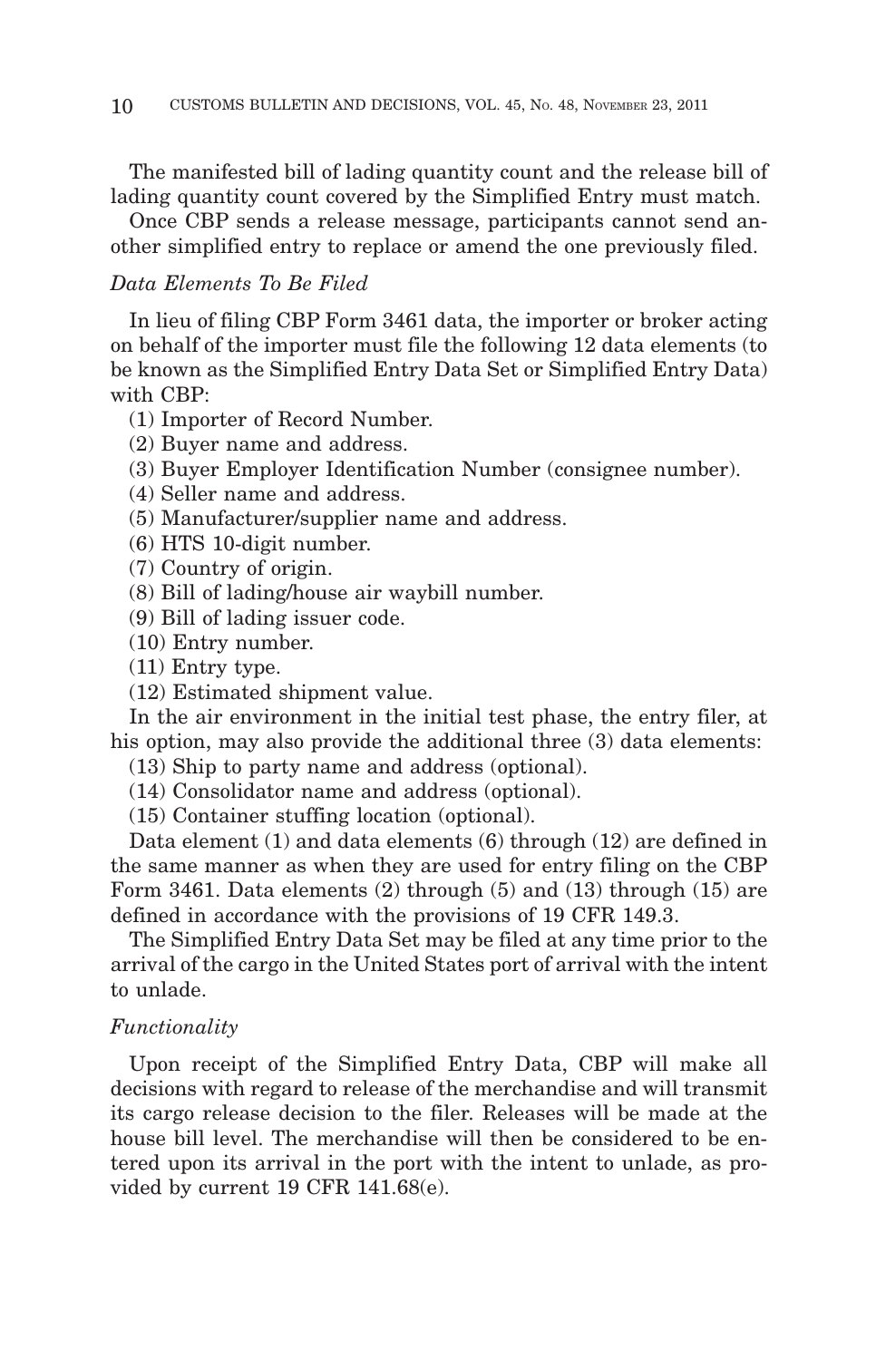The manifested bill of lading quantity count and the release bill of lading quantity count covered by the Simplified Entry must match.

Once CBP sends a release message, participants cannot send another simplified entry to replace or amend the one previously filed.

*Data Elements To Be Filed*

In lieu of filing CBP Form 3461 data, the importer or broker acting on behalf of the importer must file the following 12 data elements (to be known as the Simplified Entry Data Set or Simplified Entry Data) with CBP:

(1) Importer of Record Number.
(2) Buyer name and address.
(3) Buyer Employer Identification Number (consignee number).
(4) Seller name and address.
(5) Manufacturer/supplier name and address.
(6) HTS 10-digit number.
(7) Country of origin.
(8) Bill of lading/house air waybill number.
(9) Bill of lading issuer code.
(10) Entry number.
(11) Entry type.
(12) Estimated shipment value.

In the air environment in the initial test phase, the entry filer, at his option, may also provide the additional three (3) data elements:

(13) Ship to party name and address (optional).
(14) Consolidator name and address (optional).
(15) Container stuffing location (optional).

Data element (1) and data elements (6) through (12) are defined in the same manner as when they are used for entry filing on the CBP Form 3461. Data elements (2) through (5) and (13) through (15) are defined in accordance with the provisions of 19 CFR 149.3.

The Simplified Entry Data Set may be filed at any time prior to the arrival of the cargo in the United States port of arrival with the intent to unlade.

*Functionality*

Upon receipt of the Simplified Entry Data, CBP will make all decisions with regard to release of the merchandise and will transmit its cargo release decision to the filer. Releases will be made at the house bill level. The merchandise will then be considered to be entered upon its arrival in the port with the intent to unlade, as provided by current 19 CFR 141.68(e).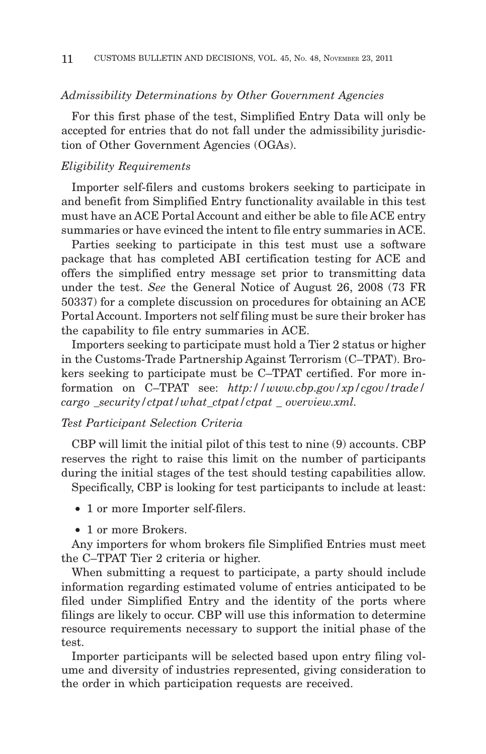### *Admissibility Determinations by Other Government Agencies*

For this first phase of the test, Simplified Entry Data will only be accepted for entries that do not fall under the admissibility jurisdiction of Other Government Agencies (OGAs).

### *Eligibility Requirements*

Importer self-filers and customs brokers seeking to participate in and benefit from Simplified Entry functionality available in this test must have an ACE Portal Account and either be able to file ACE entry summaries or have evinced the intent to file entry summaries in ACE.

Parties seeking to participate in this test must use a software package that has completed ABI certification testing for ACE and offers the simplified entry message set prior to transmitting data under the test. *See* the General Notice of August 26, 2008 (73 FR 50337) for a complete discussion on procedures for obtaining an ACE Portal Account. Importers not self filing must be sure their broker has the capability to file entry summaries in ACE.

Importers seeking to participate must hold a Tier 2 status or higher in the Customs-Trade Partnership Against Terrorism (C–TPAT). Brokers seeking to participate must be C–TPAT certified. For more information on C–TPAT see: *http://www.cbp.gov/xp/cgov/trade/cargo_security/ctpat/what_ctpat/ctpat_overview.xml.*

### *Test Participant Selection Criteria*

CBP will limit the initial pilot of this test to nine (9) accounts. CBP reserves the right to raise this limit on the number of participants during the initial stages of the test should testing capabilities allow.

Specifically, CBP is looking for test participants to include at least:

- 1 or more Importer self-filers.
- 1 or more Brokers.

Any importers for whom brokers file Simplified Entries must meet the C–TPAT Tier 2 criteria or higher.

When submitting a request to participate, a party should include information regarding estimated volume of entries anticipated to be filed under Simplified Entry and the identity of the ports where filings are likely to occur. CBP will use this information to determine resource requirements necessary to support the initial phase of the test.

Importer participants will be selected based upon entry filing volume and diversity of industries represented, giving consideration to the order in which participation requests are received.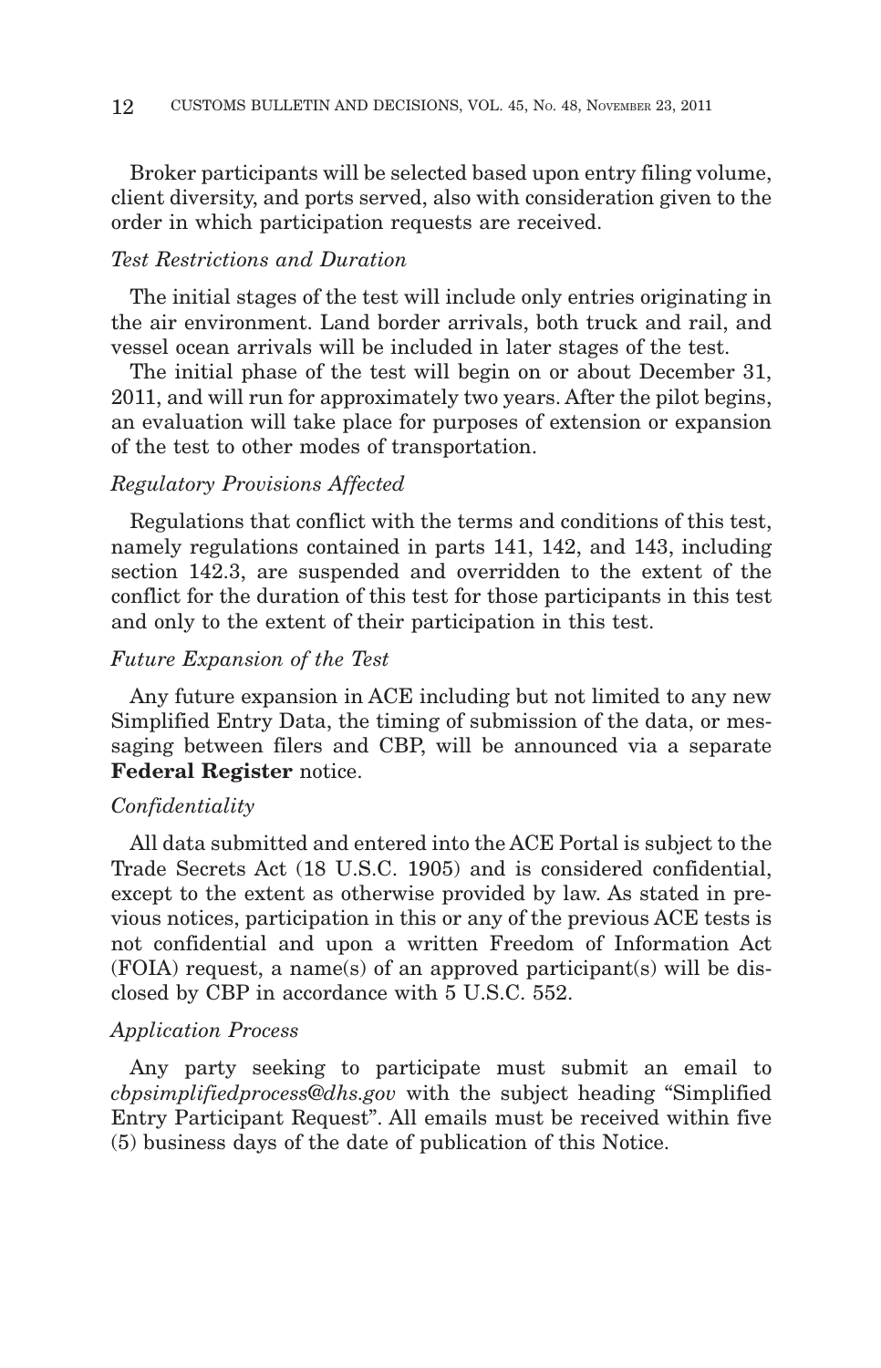Broker participants will be selected based upon entry filing volume, client diversity, and ports served, also with consideration given to the order in which participation requests are received.

*Test Restrictions and Duration*

The initial stages of the test will include only entries originating in the air environment. Land border arrivals, both truck and rail, and vessel ocean arrivals will be included in later stages of the test.

The initial phase of the test will begin on or about December 31, 2011, and will run for approximately two years. After the pilot begins, an evaluation will take place for purposes of extension or expansion of the test to other modes of transportation.

*Regulatory Provisions Affected*

Regulations that conflict with the terms and conditions of this test, namely regulations contained in parts 141, 142, and 143, including section 142.3, are suspended and overridden to the extent of the conflict for the duration of this test for those participants in this test and only to the extent of their participation in this test.

*Future Expansion of the Test*

Any future expansion in ACE including but not limited to any new Simplified Entry Data, the timing of submission of the data, or messaging between filers and CBP, will be announced via a separate **Federal Register** notice.

*Confidentiality*

All data submitted and entered into the ACE Portal is subject to the Trade Secrets Act (18 U.S.C. 1905) and is considered confidential, except to the extent as otherwise provided by law. As stated in previous notices, participation in this or any of the previous ACE tests is not confidential and upon a written Freedom of Information Act (FOIA) request, a name(s) of an approved participant(s) will be disclosed by CBP in accordance with 5 U.S.C. 552.

*Application Process*

Any party seeking to participate must submit an email to *cbpsimplifiedprocess@dhs.gov* with the subject heading "Simplified Entry Participant Request". All emails must be received within five (5) business days of the date of publication of this Notice.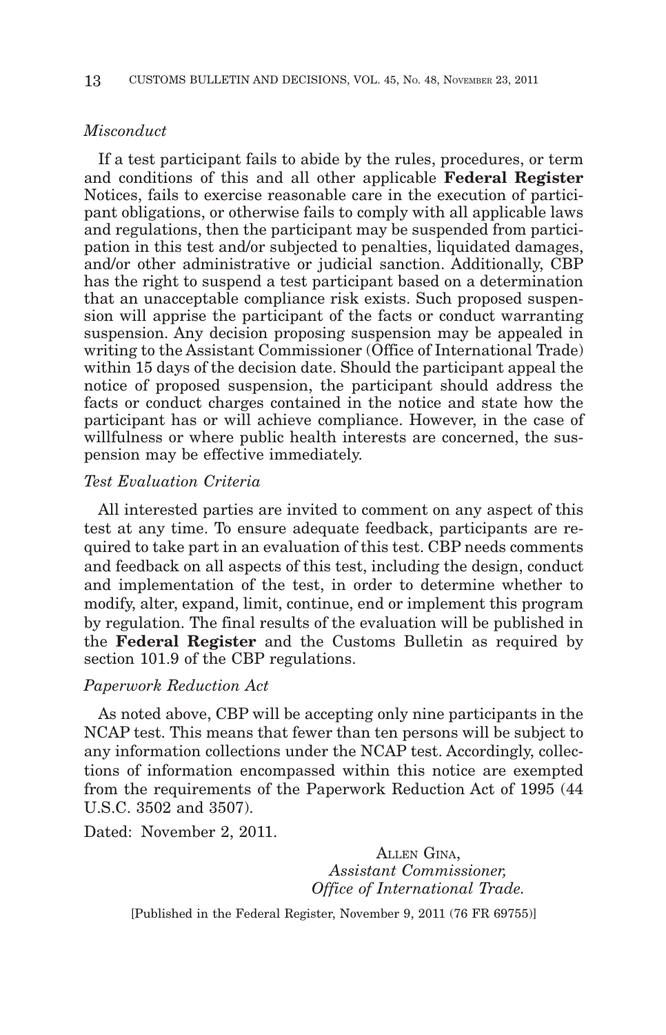*Misconduct*

If a test participant fails to abide by the rules, procedures, or term and conditions of this and all other applicable **Federal Register** Notices, fails to exercise reasonable care in the execution of participant obligations, or otherwise fails to comply with all applicable laws and regulations, then the participant may be suspended from participation in this test and/or subjected to penalties, liquidated damages, and/or other administrative or judicial sanction. Additionally, CBP has the right to suspend a test participant based on a determination that an unacceptable compliance risk exists. Such proposed suspension will apprise the participant of the facts or conduct warranting suspension. Any decision proposing suspension may be appealed in writing to the Assistant Commissioner (Office of International Trade) within 15 days of the decision date. Should the participant appeal the notice of proposed suspension, the participant should address the facts or conduct charges contained in the notice and state how the participant has or will achieve compliance. However, in the case of willfulness or where public health interests are concerned, the suspension may be effective immediately.

*Test Evaluation Criteria*

All interested parties are invited to comment on any aspect of this test at any time. To ensure adequate feedback, participants are required to take part in an evaluation of this test. CBP needs comments and feedback on all aspects of this test, including the design, conduct and implementation of the test, in order to determine whether to modify, alter, expand, limit, continue, end or implement this program by regulation. The final results of the evaluation will be published in the **Federal Register** and the Customs Bulletin as required by section 101.9 of the CBP regulations.

*Paperwork Reduction Act*

As noted above, CBP will be accepting only nine participants in the NCAP test. This means that fewer than ten persons will be subject to any information collections under the NCAP test. Accordingly, collections of information encompassed within this notice are exempted from the requirements of the Paperwork Reduction Act of 1995 (44 U.S.C. 3502 and 3507).

Dated: November 2, 2011.

ALLEN GINA,
*Assistant Commissioner,*
*Office of International Trade.*

[Published in the Federal Register, November 9, 2011 (76 FR 69755)]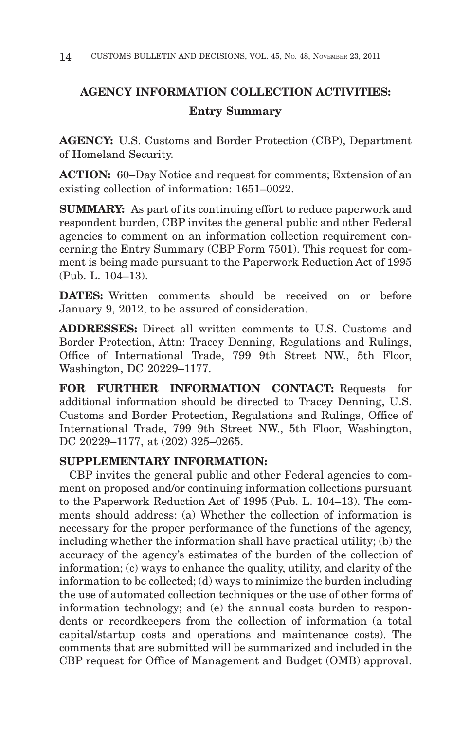## AGENCY INFORMATION COLLECTION ACTIVITIES:

### Entry Summary

**AGENCY:** U.S. Customs and Border Protection (CBP), Department of Homeland Security.

**ACTION:** 60–Day Notice and request for comments; Extension of an existing collection of information: 1651–0022.

**SUMMARY:** As part of its continuing effort to reduce paperwork and respondent burden, CBP invites the general public and other Federal agencies to comment on an information collection requirement concerning the Entry Summary (CBP Form 7501). This request for comment is being made pursuant to the Paperwork Reduction Act of 1995 (Pub. L. 104–13).

**DATES:** Written comments should be received on or before January 9, 2012, to be assured of consideration.

**ADDRESSES:** Direct all written comments to U.S. Customs and Border Protection, Attn: Tracey Denning, Regulations and Rulings, Office of International Trade, 799 9th Street NW., 5th Floor, Washington, DC 20229–1177.

**FOR FURTHER INFORMATION CONTACT:** Requests for additional information should be directed to Tracey Denning, U.S. Customs and Border Protection, Regulations and Rulings, Office of International Trade, 799 9th Street NW., 5th Floor, Washington, DC 20229–1177, at (202) 325–0265.

**SUPPLEMENTARY INFORMATION:**

CBP invites the general public and other Federal agencies to comment on proposed and/or continuing information collections pursuant to the Paperwork Reduction Act of 1995 (Pub. L. 104–13). The comments should address: (a) Whether the collection of information is necessary for the proper performance of the functions of the agency, including whether the information shall have practical utility; (b) the accuracy of the agency's estimates of the burden of the collection of information; (c) ways to enhance the quality, utility, and clarity of the information to be collected; (d) ways to minimize the burden including the use of automated collection techniques or the use of other forms of information technology; and (e) the annual costs burden to respondents or recordkeepers from the collection of information (a total capital/startup costs and operations and maintenance costs). The comments that are submitted will be summarized and included in the CBP request for Office of Management and Budget (OMB) approval.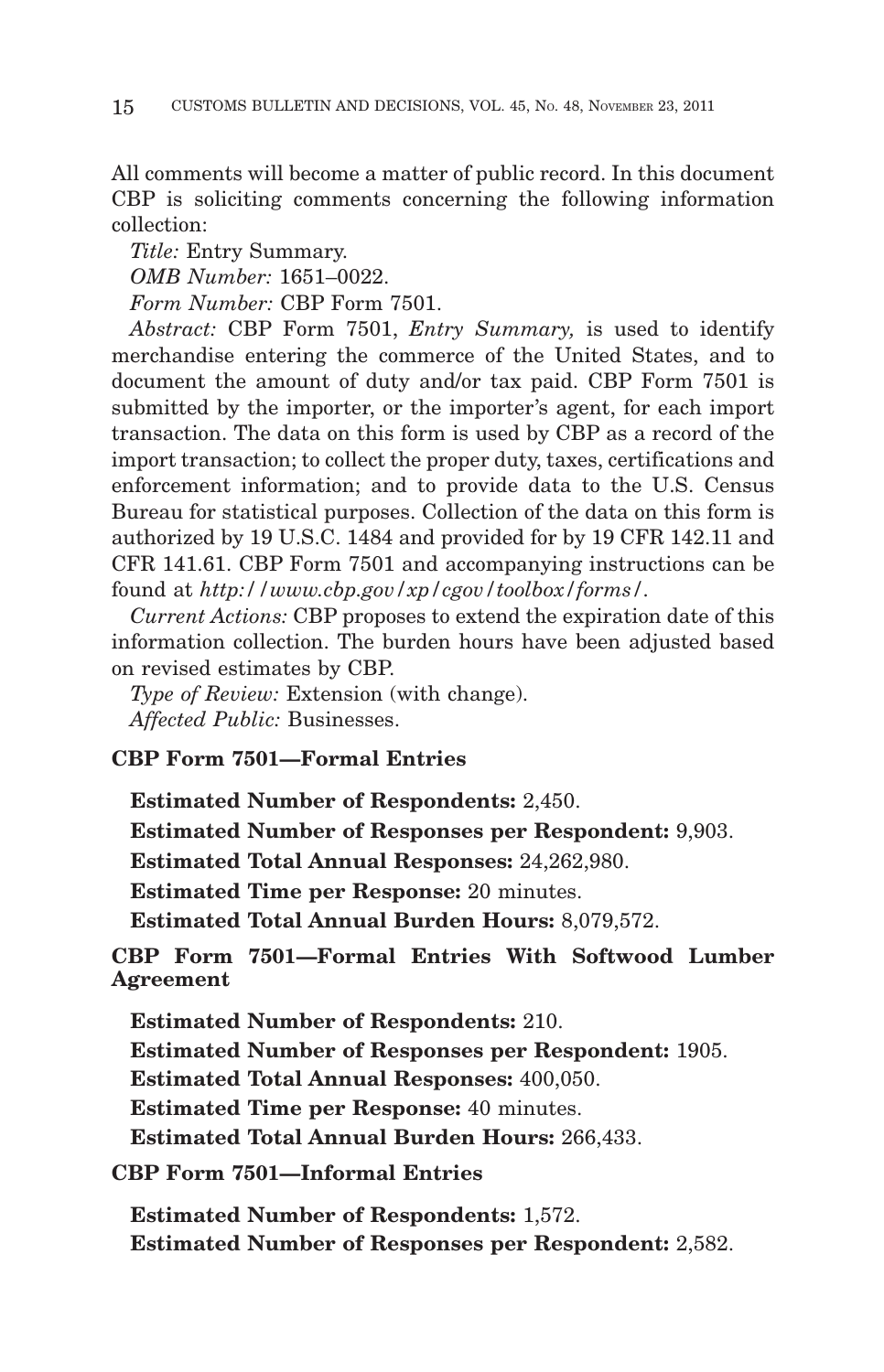All comments will become a matter of public record. In this document CBP is soliciting comments concerning the following information collection:

*Title:* Entry Summary.

*OMB Number:* 1651–0022.

*Form Number:* CBP Form 7501.

*Abstract:* CBP Form 7501, *Entry Summary,* is used to identify merchandise entering the commerce of the United States, and to document the amount of duty and/or tax paid. CBP Form 7501 is submitted by the importer, or the importer's agent, for each import transaction. The data on this form is used by CBP as a record of the import transaction; to collect the proper duty, taxes, certifications and enforcement information; and to provide data to the U.S. Census Bureau for statistical purposes. Collection of the data on this form is authorized by 19 U.S.C. 1484 and provided for by 19 CFR 142.11 and CFR 141.61. CBP Form 7501 and accompanying instructions can be found at *http://www.cbp.gov/xp/cgov/toolbox/forms/*.

*Current Actions:* CBP proposes to extend the expiration date of this information collection. The burden hours have been adjusted based on revised estimates by CBP.

*Type of Review:* Extension (with change).

*Affected Public:* Businesses.

**CBP Form 7501—Formal Entries**

**Estimated Number of Respondents:** 2,450.

**Estimated Number of Responses per Respondent:** 9,903.

**Estimated Total Annual Responses:** 24,262,980.

**Estimated Time per Response:** 20 minutes.

**Estimated Total Annual Burden Hours:** 8,079,572.

**CBP Form 7501—Formal Entries With Softwood Lumber Agreement**

**Estimated Number of Respondents:** 210.

**Estimated Number of Responses per Respondent:** 1905.

**Estimated Total Annual Responses:** 400,050.

**Estimated Time per Response:** 40 minutes.

**Estimated Total Annual Burden Hours:** 266,433.

**CBP Form 7501—Informal Entries**

**Estimated Number of Respondents:** 1,572.

**Estimated Number of Responses per Respondent:** 2,582.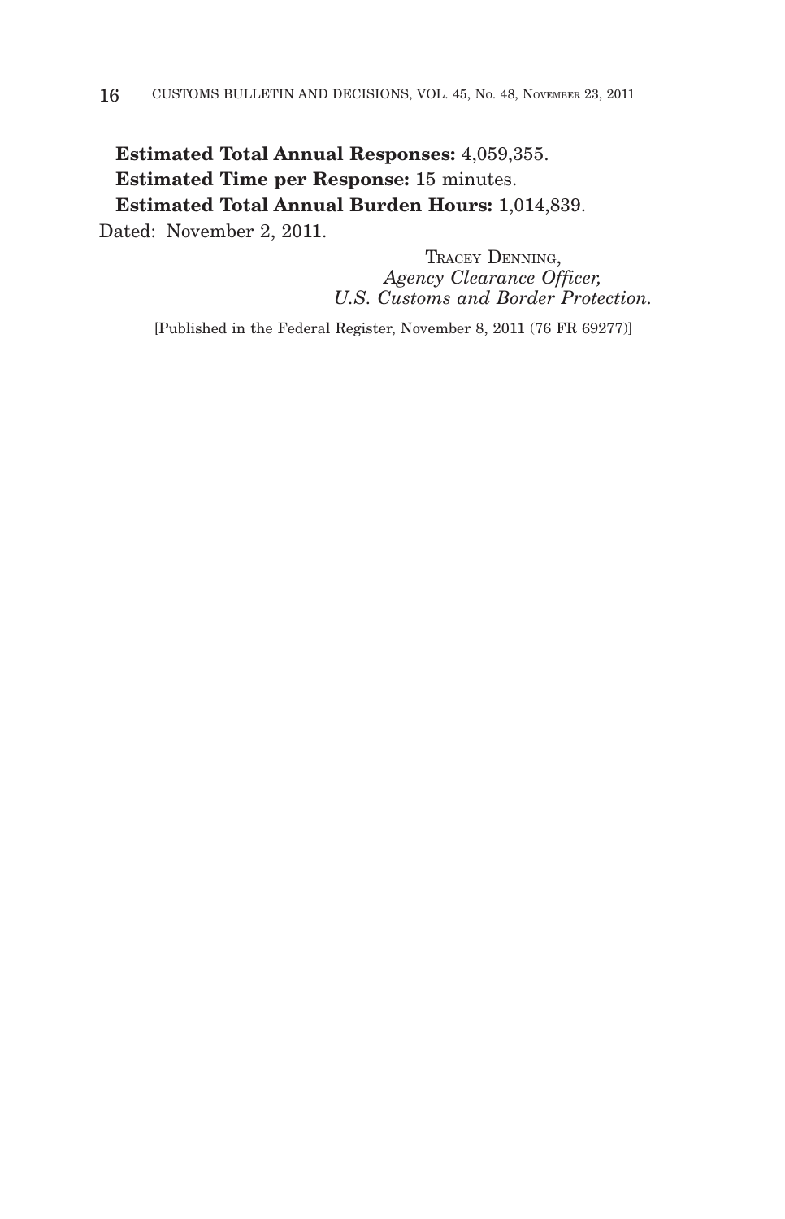**Estimated Total Annual Responses:** 4,059,355.

**Estimated Time per Response:** 15 minutes.

**Estimated Total Annual Burden Hours:** 1,014,839.

Dated: November 2, 2011.

TRACEY DENNING,
*Agency Clearance Officer,*
*U.S. Customs and Border Protection.*

[Published in the Federal Register, November 8, 2011 (76 FR 69277)]